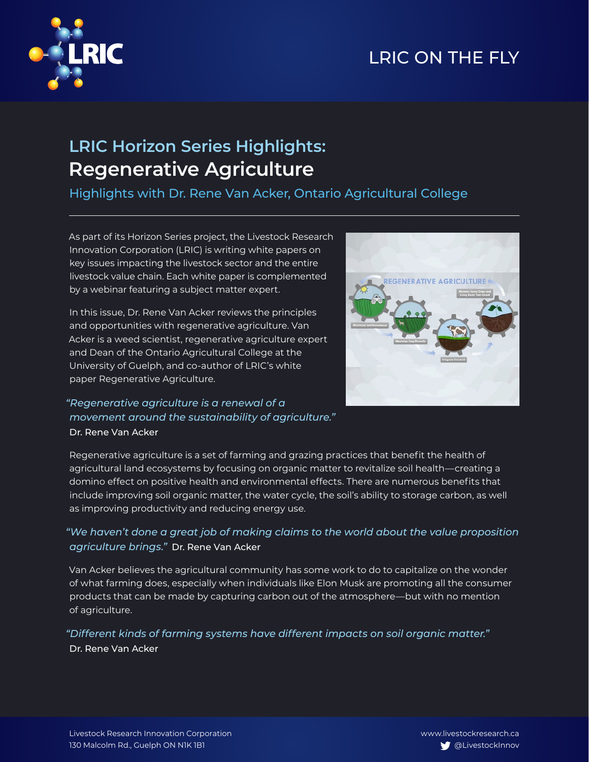LRIC ON THE FLY

# LRIC Horizon Series Highlights: Regenerative Agriculture

## Highlights with Dr. Rene Van Acker, Ontario Agricultural College

As part of its Horizon Series project, the Livestock Research Innovation Corporation (LRIC) is writing white papers on key issues impacting the livestock sector and the entire livestock value chain. Each white paper is complemented by a webinar featuring a subject matter expert.

In this issue, Dr. Rene Van Acker reviews the principles and opportunities with regenerative agriculture. Van Acker is a weed scientist, regenerative agriculture expert and Dean of the Ontario Agricultural College at the University of Guelph, and co-author of LRIC's white paper Regenerative Agriculture.

*"Regenerative agriculture is a renewal of a movement around the sustainability of agriculture."*
Dr. Rene Van Acker

Regenerative agriculture is a set of farming and grazing practices that benefit the health of agricultural land ecosystems by focusing on organic matter to revitalize soil health—creating a domino effect on positive health and environmental effects. There are numerous benefits that include improving soil organic matter, the water cycle, the soil's ability to storage carbon, as well as improving productivity and reducing energy use.

*"We haven't done a great job of making claims to the world about the value proposition agriculture brings."* Dr. Rene Van Acker

Van Acker believes the agricultural community has some work to do to capitalize on the wonder of what farming does, especially when individuals like Elon Musk are promoting all the consumer products that can be made by capturing carbon out of the atmosphere—but with no mention of agriculture.

*"Different kinds of farming systems have different impacts on soil organic matter."*
Dr. Rene Van Acker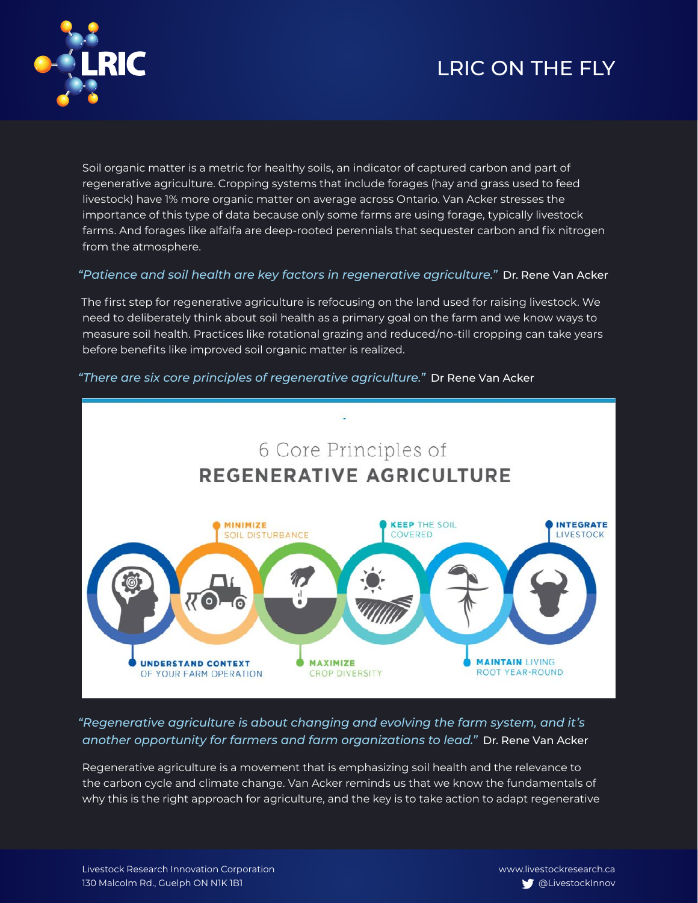Soil organic matter is a metric for healthy soils, an indicator of captured carbon and part of regenerative agriculture. Cropping systems that include forages (hay and grass used to feed livestock) have 1% more organic matter on average across Ontario. Van Acker stresses the importance of this type of data because only some farms are using forage, typically livestock farms. And forages like alfalfa are deep-rooted perennials that sequester carbon and fix nitrogen from the atmosphere.

*"Patience and soil health are key factors in regenerative agriculture."* Dr. Rene Van Acker

The first step for regenerative agriculture is refocusing on the land used for raising livestock. We need to deliberately think about soil health as a primary goal on the farm and we know ways to measure soil health. Practices like rotational grazing and reduced/no-till cropping can take years before benefits like improved soil organic matter is realized.

*"There are six core principles of regenerative agriculture."* Dr Rene Van Acker

6 Core Principles of
**REGENERATIVE AGRICULTURE**

- **UNDERSTAND CONTEXT** OF YOUR FARM OPERATION
- **MINIMIZE** SOIL DISTURBANCE
- **MAXIMIZE** CROP DIVERSITY
- **KEEP** THE SOIL COVERED
- **MAINTAIN** LIVING ROOT YEAR-ROUND
- **INTEGRATE** LIVESTOCK

*"Regenerative agriculture is about changing and evolving the farm system, and it's another opportunity for farmers and farm organizations to lead."* Dr. Rene Van Acker

Regenerative agriculture is a movement that is emphasizing soil health and the relevance to the carbon cycle and climate change. Van Acker reminds us that we know the fundamentals of why this is the right approach for agriculture, and the key is to take action to adapt regenerative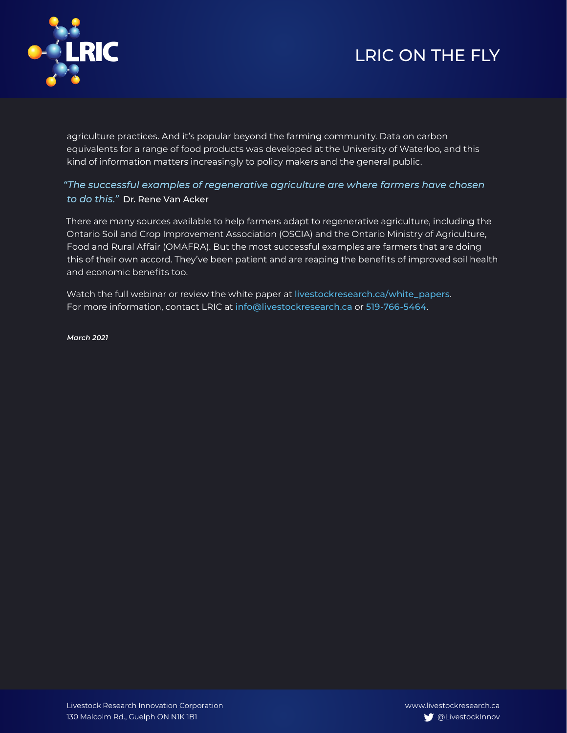agriculture practices. And it's popular beyond the farming community. Data on carbon equivalents for a range of food products was developed at the University of Waterloo, and this kind of information matters increasingly to policy makers and the general public.

*"The successful examples of regenerative agriculture are where farmers have chosen to do this."* Dr. Rene Van Acker

There are many sources available to help farmers adapt to regenerative agriculture, including the Ontario Soil and Crop Improvement Association (OSCIA) and the Ontario Ministry of Agriculture, Food and Rural Affair (OMAFRA). But the most successful examples are farmers that are doing this of their own accord. They've been patient and are reaping the benefits of improved soil health and economic benefits too.

Watch the full webinar or review the white paper at livestockresearch.ca/white_papers.
For more information, contact LRIC at info@livestockresearch.ca or 519-766-5464.

***March 2021***